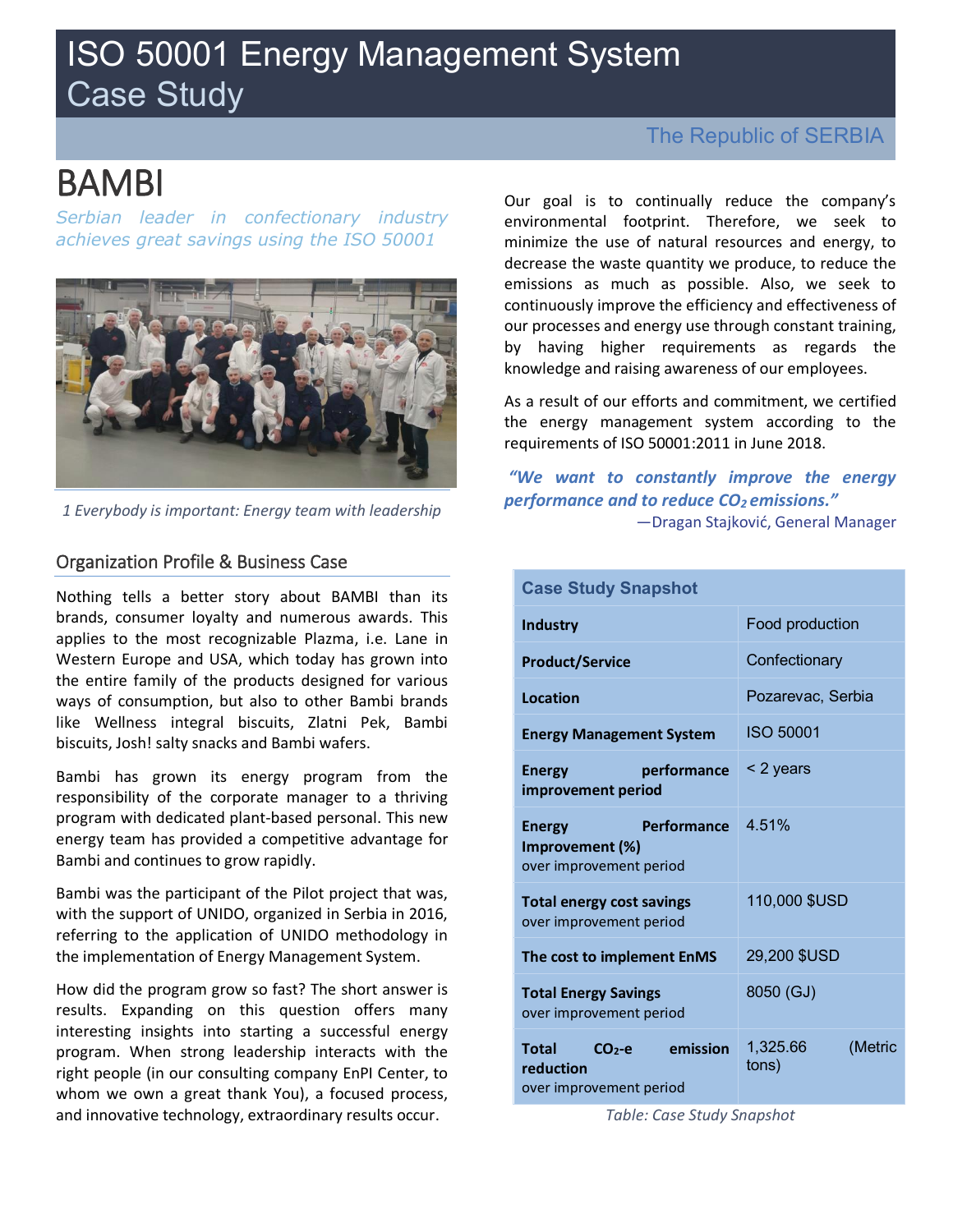# ISO 50001 Energy Management System Case Study

The Republic of SERBIA

# BAMBI

*Serbian leader in confectionary industry achieves great savings using the ISO 50001*

*1 Everybody is important: Energy team with leadership*

## Organization Profile & Business Case

Nothing tells a better story about BAMBI than its brands, consumer loyalty and numerous awards. This applies to the most recognizable Plazma, i.e. Lane in Western Europe and USA, which today has grown into the entire family of the products designed for various ways of consumption, but also to other Bambi brands like Wellness integral biscuits, Zlatni Pek, Bambi biscuits, Josh! salty snacks and Bambi wafers.

Bambi has grown its energy program from the responsibility of the corporate manager to a thriving program with dedicated plant-based personal. This new energy team has provided a competitive advantage for Bambi and continues to grow rapidly.

Bambi was the participant of the Pilot project that was, with the support of UNIDO, organized in Serbia in 2016, referring to the application of UNIDO methodology in the implementation of Energy Management System.

How did the program grow so fast? The short answer is results. Expanding on this question offers many interesting insights into starting a successful energy program. When strong leadership interacts with the right people (in our consulting company EnPI Center, to whom we own a great thank You), a focused process, and innovative technology, extraordinary results occur.

Our goal is to continually reduce the company's environmental footprint. Therefore, we seek to minimize the use of natural resources and energy, to decrease the waste quantity we produce, to reduce the emissions as much as possible. Also, we seek to continuously improve the efficiency and effectiveness of our processes and energy use through constant training, by having higher requirements as regards the knowledge and raising awareness of our employees.

As a result of our efforts and commitment, we certified the energy management system according to the requirements of ISO 50001:2011 in June 2018.

***"We want to constantly improve the energy performance and to reduce $CO_2$ emissions."***

—Dragan Stajković, General Manager

| Case Study Snapshot | |
|---|---|
| **Industry** | Food production |
| **Product/Service** | Confectionary |
| **Location** | Pozarevac, Serbia |
| **Energy Management System** | ISO 50001 |
| **Energy performance improvement period** | < 2 years |
| **Energy Performance Improvement (%)** over improvement period | 4.51% |
| **Total energy cost savings** over improvement period | 110,000 $USD |
| **The cost to implement EnMS** | 29,200 $USD |
| **Total Energy Savings** over improvement period | 8050 (GJ) |
| **Total $CO_2$-e emission reduction** over improvement period | 1,325.66 (Metric tons) |

*Table: Case Study Snapshot*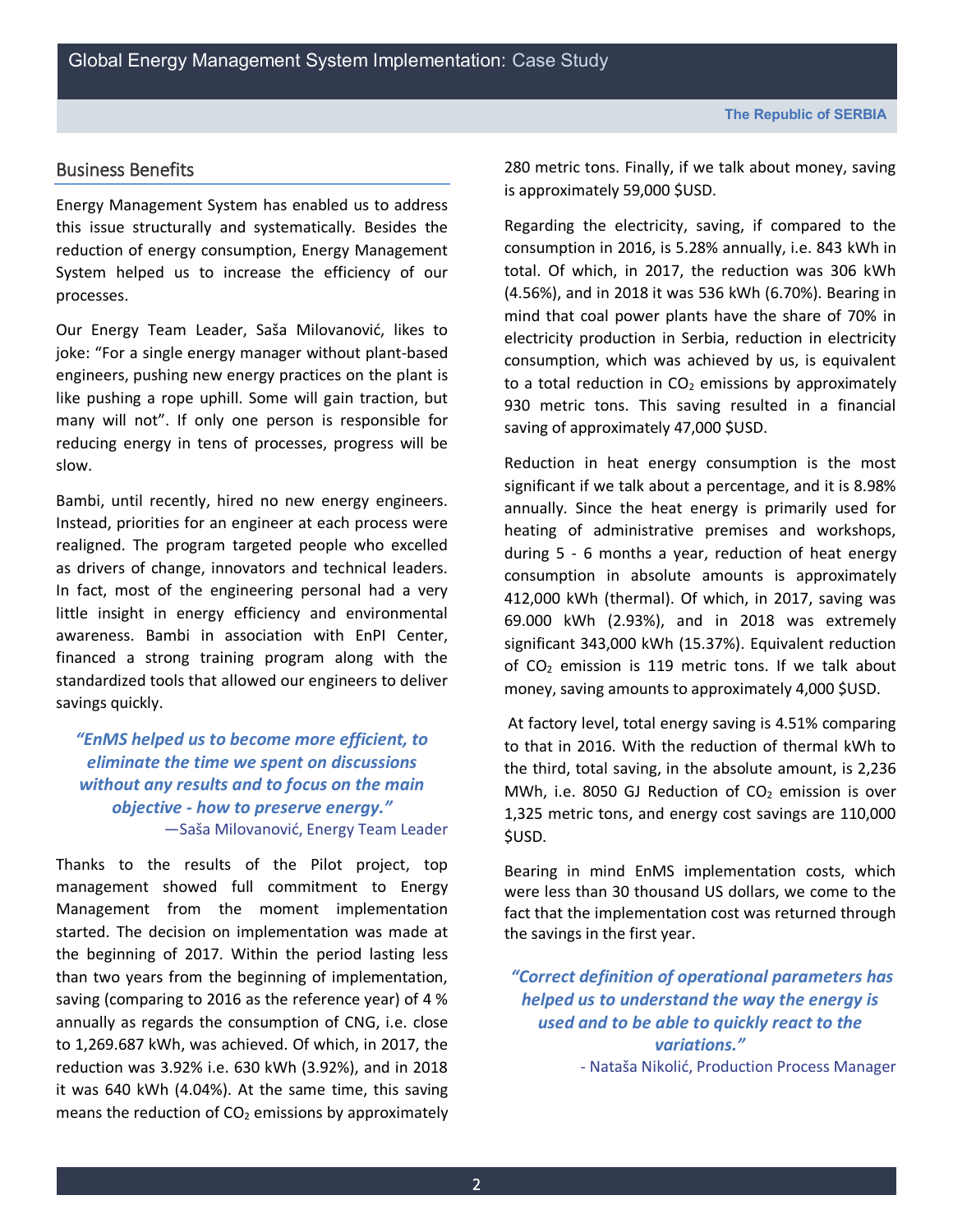## Business Benefits

Energy Management System has enabled us to address this issue structurally and systematically. Besides the reduction of energy consumption, Energy Management System helped us to increase the efficiency of our processes.

Our Energy Team Leader, Saša Milovanović, likes to joke: "For a single energy manager without plant-based engineers, pushing new energy practices on the plant is like pushing a rope uphill. Some will gain traction, but many will not". If only one person is responsible for reducing energy in tens of processes, progress will be slow.

Bambi, until recently, hired no new energy engineers. Instead, priorities for an engineer at each process were realigned. The program targeted people who excelled as drivers of change, innovators and technical leaders. In fact, most of the engineering personal had a very little insight in energy efficiency and environmental awareness. Bambi in association with EnPI Center, financed a strong training program along with the standardized tools that allowed our engineers to deliver savings quickly.

> ***"EnMS helped us to become more efficient, to eliminate the time we spent on discussions without any results and to focus on the main objective - how to preserve energy."***
> —Saša Milovanović, Energy Team Leader

Thanks to the results of the Pilot project, top management showed full commitment to Energy Management from the moment implementation started. The decision on implementation was made at the beginning of 2017. Within the period lasting less than two years from the beginning of implementation, saving (comparing to 2016 as the reference year) of 4 % annually as regards the consumption of CNG, i.e. close to 1,269.687 kWh, was achieved. Of which, in 2017, the reduction was 3.92% i.e. 630 kWh (3.92%), and in 2018 it was 640 kWh (4.04%). At the same time, this saving means the reduction of $CO_2$ emissions by approximately 280 metric tons. Finally, if we talk about money, saving is approximately 59,000 $USD.

Regarding the electricity, saving, if compared to the consumption in 2016, is 5.28% annually, i.e. 843 kWh in total. Of which, in 2017, the reduction was 306 kWh (4.56%), and in 2018 it was 536 kWh (6.70%). Bearing in mind that coal power plants have the share of 70% in electricity production in Serbia, reduction in electricity consumption, which was achieved by us, is equivalent to a total reduction in $CO_2$ emissions by approximately 930 metric tons. This saving resulted in a financial saving of approximately 47,000 $USD.

Reduction in heat energy consumption is the most significant if we talk about a percentage, and it is 8.98% annually. Since the heat energy is primarily used for heating of administrative premises and workshops, during 5 - 6 months a year, reduction of heat energy consumption in absolute amounts is approximately 412,000 kWh (thermal). Of which, in 2017, saving was 69.000 kWh (2.93%), and in 2018 was extremely significant 343,000 kWh (15.37%). Equivalent reduction of $CO_2$ emission is 119 metric tons. If we talk about money, saving amounts to approximately 4,000 $USD.

At factory level, total energy saving is 4.51% comparing to that in 2016. With the reduction of thermal kWh to the third, total saving, in the absolute amount, is 2,236 MWh, i.e. 8050 GJ Reduction of $CO_2$ emission is over 1,325 metric tons, and energy cost savings are 110,000 $USD.

Bearing in mind EnMS implementation costs, which were less than 30 thousand US dollars, we come to the fact that the implementation cost was returned through the savings in the first year.

> ***"Correct definition of operational parameters has helped us to understand the way the energy is used and to be able to quickly react to the variations."***
> - Nataša Nikolić, Production Process Manager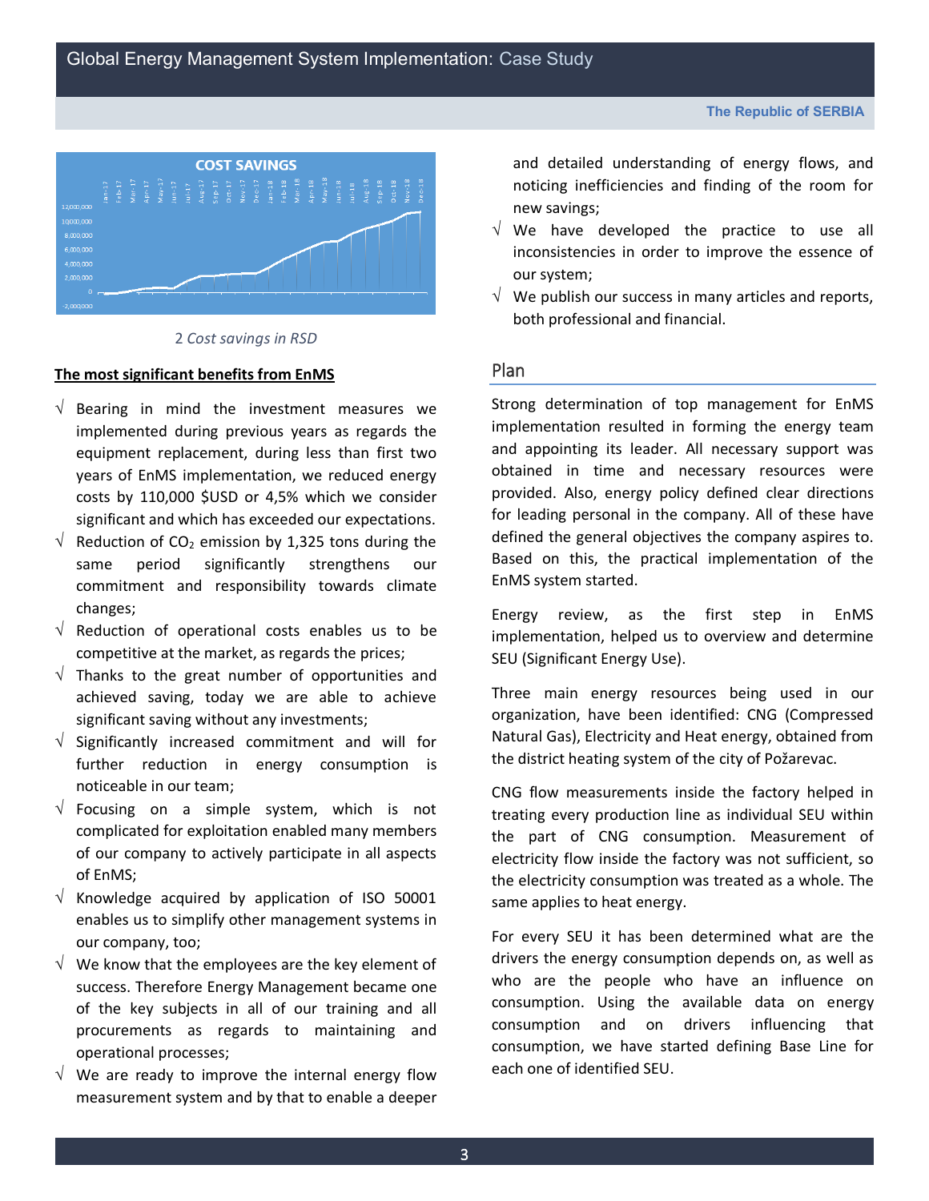2 *Cost savings in RSD*

**The most significant benefits from EnMS**

- √ Bearing in mind the investment measures we implemented during previous years as regards the equipment replacement, during less than first two years of EnMS implementation, we reduced energy costs by 110,000 $USD or 4,5% which we consider significant and which has exceeded our expectations.
- √ Reduction of $CO_2$ emission by 1,325 tons during the same period significantly strengthens our commitment and responsibility towards climate changes;
- √ Reduction of operational costs enables us to be competitive at the market, as regards the prices;
- √ Thanks to the great number of opportunities and achieved saving, today we are able to achieve significant saving without any investments;
- √ Significantly increased commitment and will for further reduction in energy consumption is noticeable in our team;
- √ Focusing on a simple system, which is not complicated for exploitation enabled many members of our company to actively participate in all aspects of EnMS;
- √ Knowledge acquired by application of ISO 50001 enables us to simplify other management systems in our company, too;
- √ We know that the employees are the key element of success. Therefore Energy Management became one of the key subjects in all of our training and all procurements as regards to maintaining and operational processes;
- √ We are ready to improve the internal energy flow measurement system and by that to enable a deeper and detailed understanding of energy flows, and noticing inefficiencies and finding of the room for new savings;
- √ We have developed the practice to use all inconsistencies in order to improve the essence of our system;
- √ We publish our success in many articles and reports, both professional and financial.

## Plan

Strong determination of top management for EnMS implementation resulted in forming the energy team and appointing its leader. All necessary support was obtained in time and necessary resources were provided. Also, energy policy defined clear directions for leading personal in the company. All of these have defined the general objectives the company aspires to. Based on this, the practical implementation of the EnMS system started.

Energy review, as the first step in EnMS implementation, helped us to overview and determine SEU (Significant Energy Use).

Three main energy resources being used in our organization, have been identified: CNG (Compressed Natural Gas), Electricity and Heat energy, obtained from the district heating system of the city of Požarevac.

CNG flow measurements inside the factory helped in treating every production line as individual SEU within the part of CNG consumption. Measurement of electricity flow inside the factory was not sufficient, so the electricity consumption was treated as a whole. The same applies to heat energy.

For every SEU it has been determined what are the drivers the energy consumption depends on, as well as who are the people who have an influence on consumption. Using the available data on energy consumption and on drivers influencing that consumption, we have started defining Base Line for each one of identified SEU.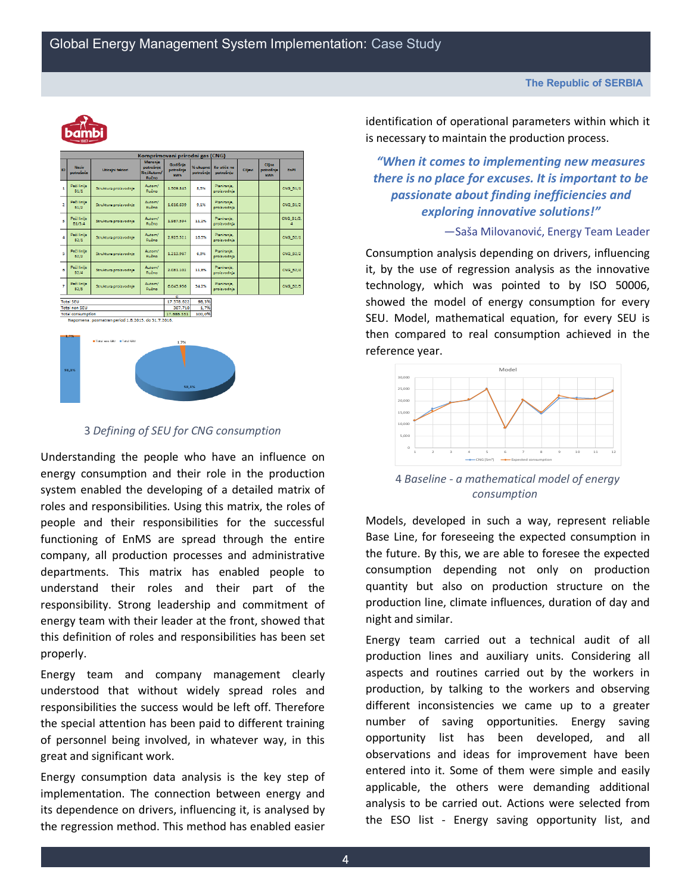| ID | Naziv potrošača | Uticajni faktori | Merenje potrošnje ftc/Autom/Ručno | Godišnja potrošnja kWh | % ukupne potrošnje | Ko utiče na potrošnju | Ciljevi | Ciljna potrošnja kWh | EnPI |
|---|---|---|---|---|---|---|---|---|---|
| 1 | Peći linije B1/1 | Struktura proizvodnje | Autom/ Ručno | 1.509.315 | 8,5% | Planiranje, proizvodnja | | | CNG_B1/1 |
| 2 | Peći linije B1/2 | Struktura proizvodnje | Autom/ Ručno | 1.616.839 | 9,1% | Planiranje, proizvodnja | | | CNG_B1/2 |
| 3 | Peći linije B1/3,4 | Struktura proizvodnje | Autom/ Ručno | 1.987.394 | 11,2% | Planiranje, proizvodnja | | | CNG_B1/3,4 |
| 4 | Peći linije B2/1 | Struktura proizvodnje | Autom/ Ručno | 2.925.321 | 16,5% | Planiranje, proizvodnja | | | CNG_B2/1 |
| 5 | Peći linije B2/2 | Struktura proizvodnje | Autom/ Ručno | 1.213.967 | 6,8% | Planiranje, proizvodnja | | | CNG_B2/2 |
| 6 | Peći linije B2/4 | Struktura proizvodnje | Autom/ Ručno | 2.083.102 | 11,8% | Planiranje, proizvodnja | | | CNG_B2/4 |
| 7 | Peći linije B2/5 | Struktura proizvodnje | Autom/ Ručno | 6.045.956 | 34,2% | Planiranje, proizvodnja | | | CNG_B2/5 |
| Total SEU | | | | 17.376.622 | 98,3% | | | | |
| Total non SEU | | | | 307.710 | 1,7% | | | | |
| Total consumption | | | | 17.688.331 | 100,0% | | | | |

Napomena: posmatran period 1.8.2015. do 31.7.2016.

3 *Defining of SEU for CNG consumption*

Understanding the people who have an influence on energy consumption and their role in the production system enabled the developing of a detailed matrix of roles and responsibilities. Using this matrix, the roles of people and their responsibilities for the successful functioning of EnMS are spread through the entire company, all production processes and administrative departments. This matrix has enabled people to understand their roles and their part of the responsibility. Strong leadership and commitment of energy team with their leader at the front, showed that this definition of roles and responsibilities has been set properly.

Energy team and company management clearly understood that without widely spread roles and responsibilities the success would be left off. Therefore the special attention has been paid to different training of personnel being involved, in whatever way, in this great and significant work.

Energy consumption data analysis is the key step of implementation. The connection between energy and its dependence on drivers, influencing it, is analysed by the regression method. This method has enabled easier identification of operational parameters within which it is necessary to maintain the production process.

> ***"When it comes to implementing new measures there is no place for excuses. It is important to be passionate about finding inefficiencies and exploring innovative solutions!"***
>
> —Saša Milovanović, Energy Team Leader

Consumption analysis depending on drivers, influencing it, by the use of regression analysis as the innovative technology, which was pointed to by ISO 50006, showed the model of energy consumption for every SEU. Model, mathematical equation, for every SEU is then compared to real consumption achieved in the reference year.

4 *Baseline - a mathematical model of energy consumption*

Models, developed in such a way, represent reliable Base Line, for foreseeing the expected consumption in the future. By this, we are able to foresee the expected consumption depending not only on production quantity but also on production structure on the production line, climate influences, duration of day and night and similar.

Energy team carried out a technical audit of all production lines and auxiliary units. Considering all aspects and routines carried out by the workers in production, by talking to the workers and observing different inconsistencies we came up to a greater number of saving opportunities. Energy saving opportunity list has been developed, and all observations and ideas for improvement have been entered into it. Some of them were simple and easily applicable, the others were demanding additional analysis to be carried out. Actions were selected from the ESO list - Energy saving opportunity list, and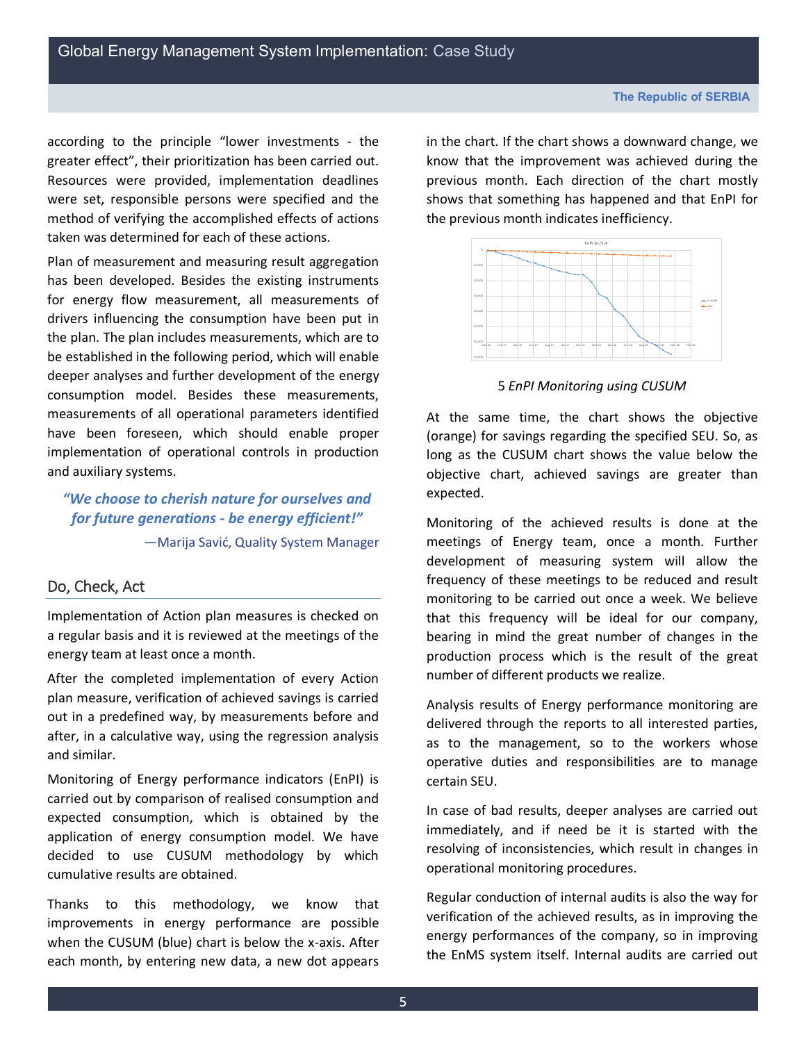according to the principle "lower investments - the greater effect", their prioritization has been carried out. Resources were provided, implementation deadlines were set, responsible persons were specified and the method of verifying the accomplished effects of actions taken was determined for each of these actions.

Plan of measurement and measuring result aggregation has been developed. Besides the existing instruments for energy flow measurement, all measurements of drivers influencing the consumption have been put in the plan. The plan includes measurements, which are to be established in the following period, which will enable deeper analyses and further development of the energy consumption model. Besides these measurements, measurements of all operational parameters identified have been foreseen, which should enable proper implementation of operational controls in production and auxiliary systems.

> ***"We choose to cherish nature for ourselves and for future generations - be energy efficient!"***
>
> —Marija Savić, Quality System Manager

## Do, Check, Act

Implementation of Action plan measures is checked on a regular basis and it is reviewed at the meetings of the energy team at least once a month.

After the completed implementation of every Action plan measure, verification of achieved savings is carried out in a predefined way, by measurements before and after, in a calculative way, using the regression analysis and similar.

Monitoring of Energy performance indicators (EnPI) is carried out by comparison of realised consumption and expected consumption, which is obtained by the application of energy consumption model. We have decided to use CUSUM methodology by which cumulative results are obtained.

Thanks to this methodology, we know that improvements in energy performance are possible when the CUSUM (blue) chart is below the x-axis. After each month, by entering new data, a new dot appears in the chart. If the chart shows a downward change, we know that the improvement was achieved during the previous month. Each direction of the chart mostly shows that something has happened and that EnPI for the previous month indicates inefficiency.

5 *EnPI Monitoring using CUSUM*

At the same time, the chart shows the objective (orange) for savings regarding the specified SEU. So, as long as the CUSUM chart shows the value below the objective chart, achieved savings are greater than expected.

Monitoring of the achieved results is done at the meetings of Energy team, once a month. Further development of measuring system will allow the frequency of these meetings to be reduced and result monitoring to be carried out once a week. We believe that this frequency will be ideal for our company, bearing in mind the great number of changes in the production process which is the result of the great number of different products we realize.

Analysis results of Energy performance monitoring are delivered through the reports to all interested parties, as to the management, so to the workers whose operative duties and responsibilities are to manage certain SEU.

In case of bad results, deeper analyses are carried out immediately, and if need be it is started with the resolving of inconsistencies, which result in changes in operational monitoring procedures.

Regular conduction of internal audits is also the way for verification of the achieved results, as in improving the energy performances of the company, so in improving the EnMS system itself. Internal audits are carried out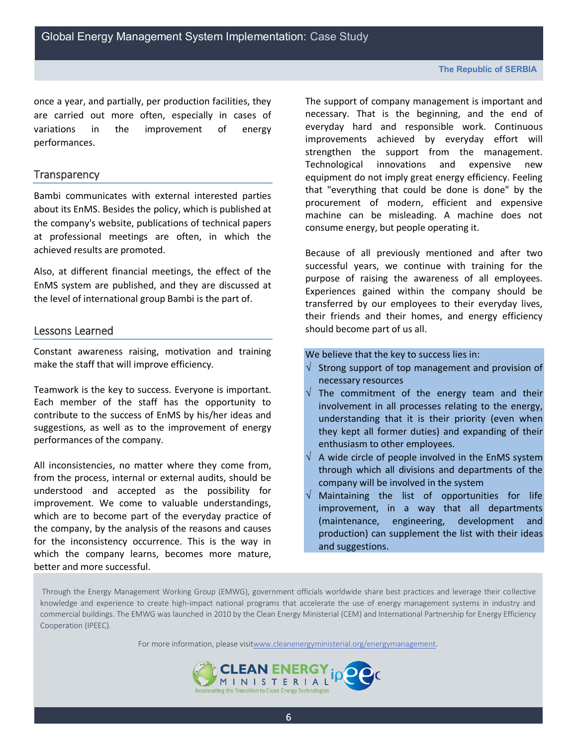once a year, and partially, per production facilities, they are carried out more often, especially in cases of variations in the improvement of energy performances.

## Transparency

Bambi communicates with external interested parties about its EnMS. Besides the policy, which is published at the company's website, publications of technical papers at professional meetings are often, in which the achieved results are promoted.

Also, at different financial meetings, the effect of the EnMS system are published, and they are discussed at the level of international group Bambi is the part of.

## Lessons Learned

Constant awareness raising, motivation and training make the staff that will improve efficiency.

Teamwork is the key to success. Everyone is important. Each member of the staff has the opportunity to contribute to the success of EnMS by his/her ideas and suggestions, as well as to the improvement of energy performances of the company.

All inconsistencies, no matter where they come from, from the process, internal or external audits, should be understood and accepted as the possibility for improvement. We come to valuable understandings, which are to become part of the everyday practice of the company, by the analysis of the reasons and causes for the inconsistency occurrence. This is the way in which the company learns, becomes more mature, better and more successful.

The support of company management is important and necessary. That is the beginning, and the end of everyday hard and responsible work. Continuous improvements achieved by everyday effort will strengthen the support from the management. Technological innovations and expensive new equipment do not imply great energy efficiency. Feeling that "everything that could be done is done" by the procurement of modern, efficient and expensive machine can be misleading. A machine does not consume energy, but people operating it.

Because of all previously mentioned and after two successful years, we continue with training for the purpose of raising the awareness of all employees. Experiences gained within the company should be transferred by our employees to their everyday lives, their friends and their homes, and energy efficiency should become part of us all.

We believe that the key to success lies in:

- √ Strong support of top management and provision of necessary resources
- √ The commitment of the energy team and their involvement in all processes relating to the energy, understanding that it is their priority (even when they kept all former duties) and expanding of their enthusiasm to other employees.
- √ A wide circle of people involved in the EnMS system through which all divisions and departments of the company will be involved in the system
- √ Maintaining the list of opportunities for life improvement, in a way that all departments (maintenance, engineering, development and production) can supplement the list with their ideas and suggestions.

Through the Energy Management Working Group (EMWG), government officials worldwide share best practices and leverage their collective knowledge and experience to create high-impact national programs that accelerate the use of energy management systems in industry and commercial buildings. The EMWG was launched in 2010 by the Clean Energy Ministerial (CEM) and International Partnership for Energy Efficiency Cooperation (IPEEC).

For more information, please visit www.cleanenergyministerial.org/energymanagement.

CLEAN ENERGY MINISTERIAL
Accelerating the Transition to Clean Energy Technologies